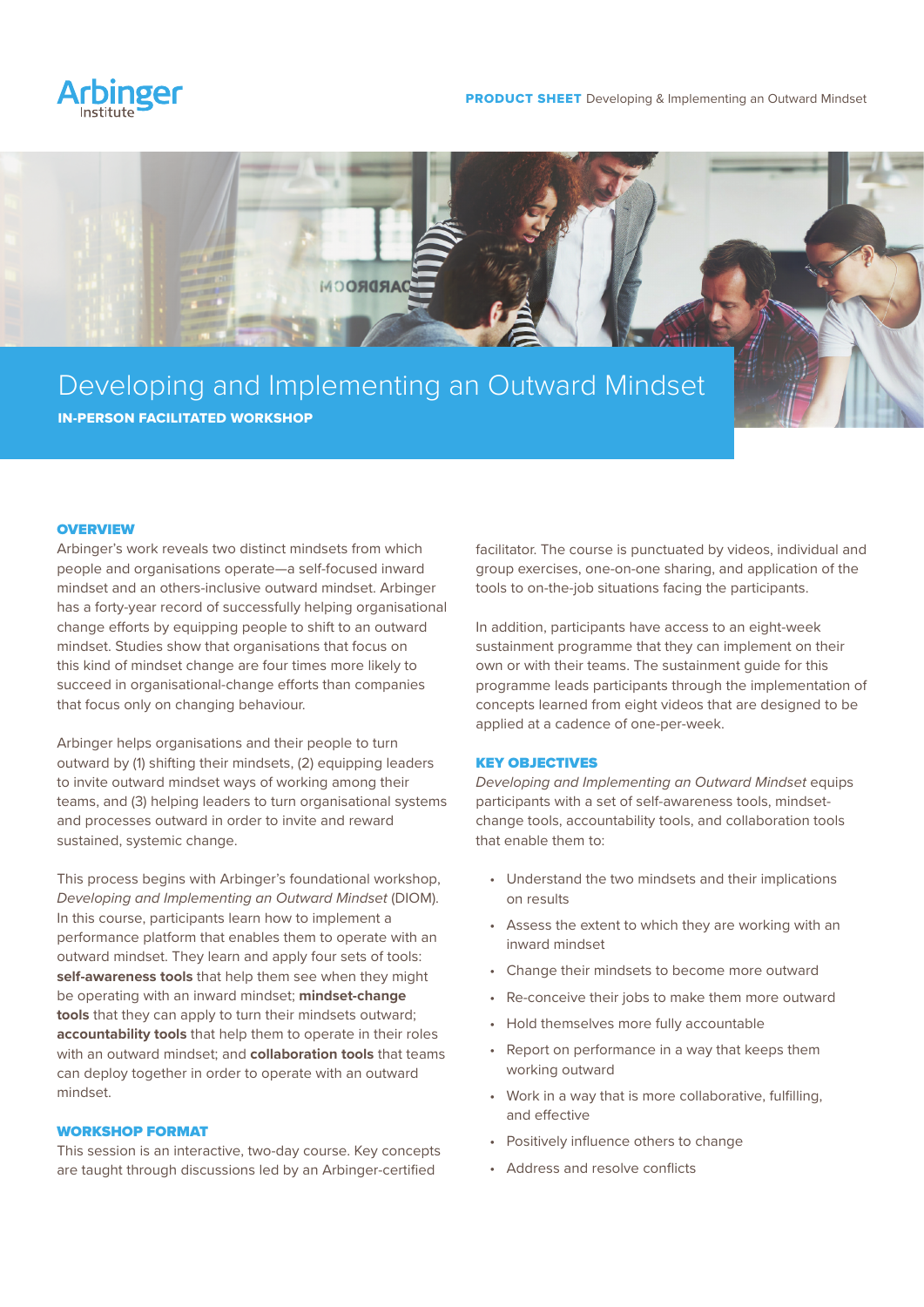# Developing and Implementing an Outward Mindset

**IN-PERSON FACILITATED WORKSHOP**

## OVERVIEW

Arbinger's work reveals two distinct mindsets from which people and organisations operate—a self-focused inward mindset and an others-inclusive outward mindset. Arbinger has a forty-year record of successfully helping organisational change efforts by equipping people to shift to an outward mindset. Studies show that organisations that focus on this kind of mindset change are four times more likely to succeed in organisational-change efforts than companies that focus only on changing behaviour.

Arbinger helps organisations and their people to turn outward by (1) shifting their mindsets, (2) equipping leaders to invite outward mindset ways of working among their teams, and (3) helping leaders to turn organisational systems and processes outward in order to invite and reward sustained, systemic change.

This process begins with Arbinger's foundational workshop, *Developing and Implementing an Outward Mindset* (DIOM). In this course, participants learn how to implement a performance platform that enables them to operate with an outward mindset. They learn and apply four sets of tools: **self-awareness tools** that help them see when they might be operating with an inward mindset; **mindset-change tools** that they can apply to turn their mindsets outward; **accountability tools** that help them to operate in their roles with an outward mindset; and **collaboration tools** that teams can deploy together in order to operate with an outward mindset.

## WORKSHOP FORMAT

This session is an interactive, two-day course. Key concepts are taught through discussions led by an Arbinger-certified facilitator. The course is punctuated by videos, individual and group exercises, one-on-one sharing, and application of the tools to on-the-job situations facing the participants.

In addition, participants have access to an eight-week sustainment programme that they can implement on their own or with their teams. The sustainment guide for this programme leads participants through the implementation of concepts learned from eight videos that are designed to be applied at a cadence of one-per-week.

## KEY OBJECTIVES

*Developing and Implementing an Outward Mindset* equips participants with a set of self-awareness tools, mindset-change tools, accountability tools, and collaboration tools that enable them to:

- Understand the two mindsets and their implications on results
- Assess the extent to which they are working with an inward mindset
- Change their mindsets to become more outward
- Re-conceive their jobs to make them more outward
- Hold themselves more fully accountable
- Report on performance in a way that keeps them working outward
- Work in a way that is more collaborative, fulfilling, and effective
- Positively influence others to change
- Address and resolve conflicts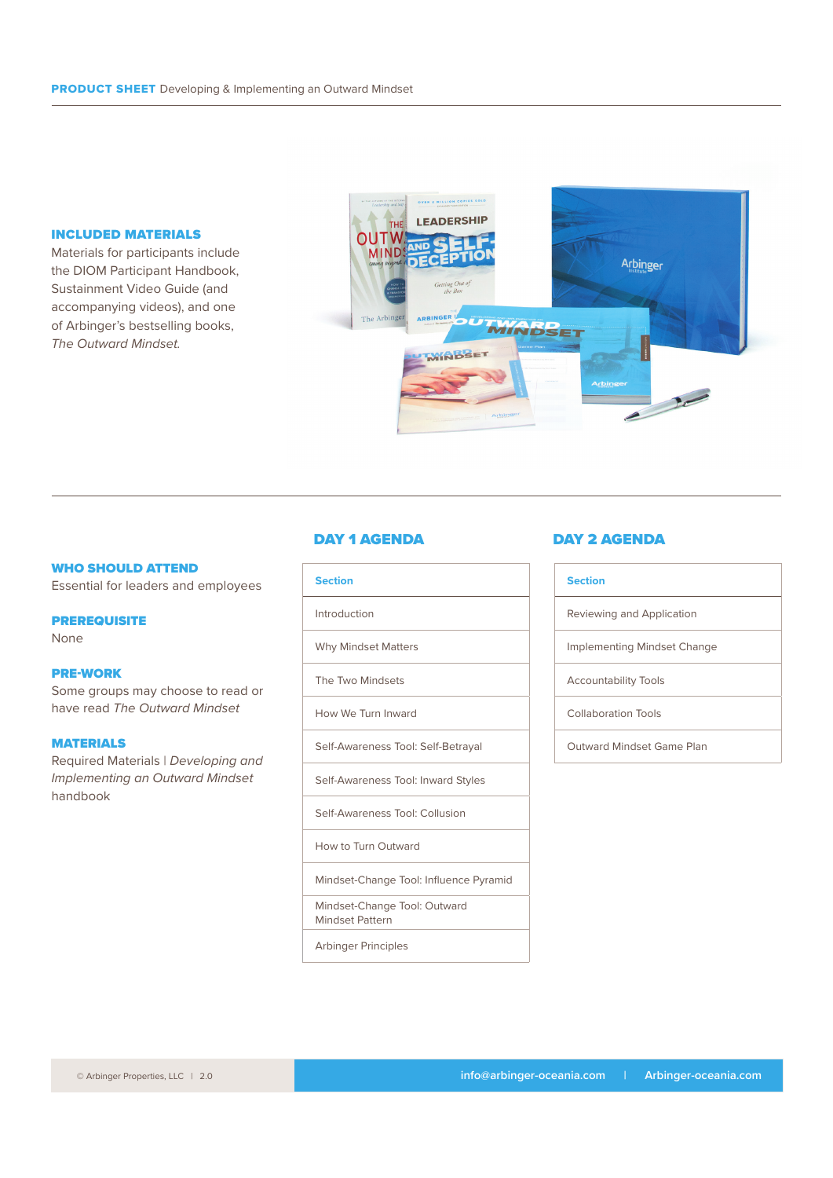**PRODUCT SHEET** Developing & Implementing an Outward Mindset

## INCLUDED MATERIALS

Materials for participants include the DIOM Participant Handbook, Sustainment Video Guide (and accompanying videos), and one of Arbinger's bestselling books, *The Outward Mindset.*

## WHO SHOULD ATTEND

Essential for leaders and employees

## PREREQUISITE

None

## PRE-WORK

Some groups may choose to read or have read *The Outward Mindset*

## MATERIALS

Required Materials | *Developing and Implementing an Outward Mindset* handbook

## DAY 1 AGENDA

| Section |
| --- |
| Introduction |
| Why Mindset Matters |
| The Two Mindsets |
| How We Turn Inward |
| Self-Awareness Tool: Self-Betrayal |
| Self-Awareness Tool: Inward Styles |
| Self-Awareness Tool: Collusion |
| How to Turn Outward |
| Mindset-Change Tool: Influence Pyramid |
| Mindset-Change Tool: Outward Mindset Pattern |
| Arbinger Principles |

## DAY 2 AGENDA

| Section |
| --- |
| Reviewing and Application |
| Implementing Mindset Change |
| Accountability Tools |
| Collaboration Tools |
| Outward Mindset Game Plan |

© Arbinger Properties, LLC | 2.0

info@arbinger-oceania.com | Arbinger-oceania.com